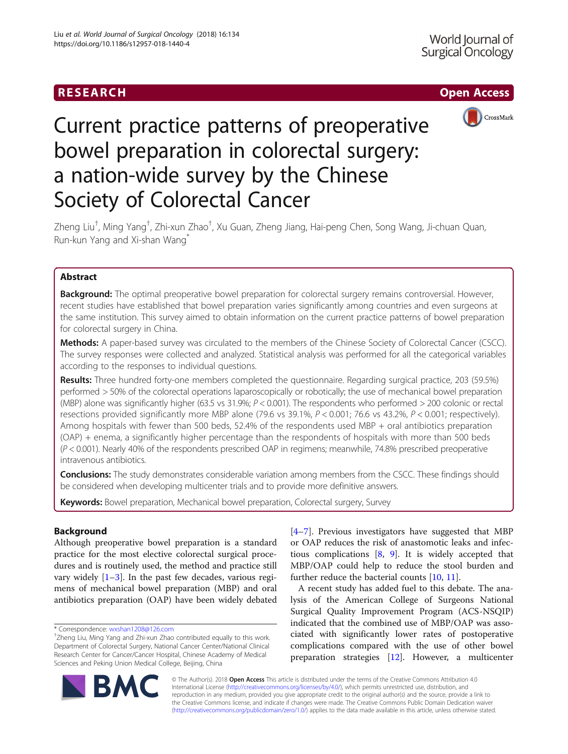RESEARCH

Open Access

# Current practice patterns of preoperative bowel preparation in colorectal surgery: a nation-wide survey by the Chinese Society of Colorectal Cancer

Zheng Liu[†], Ming Yang[†], Zhi-xun Zhao[†], Xu Guan, Zheng Jiang, Hai-peng Chen, Song Wang, Ji-chuan Quan, Run-kun Yang and Xi-shan Wang[*]

## Abstract

**Background:** The optimal preoperative bowel preparation for colorectal surgery remains controversial. However, recent studies have established that bowel preparation varies significantly among countries and even surgeons at the same institution. This survey aimed to obtain information on the current practice patterns of bowel preparation for colorectal surgery in China.

**Methods:** A paper-based survey was circulated to the members of the Chinese Society of Colorectal Cancer (CSCC). The survey responses were collected and analyzed. Statistical analysis was performed for all the categorical variables according to the responses to individual questions.

**Results:** Three hundred forty-one members completed the questionnaire. Regarding surgical practice, 203 (59.5%) performed > 50% of the colorectal operations laparoscopically or robotically; the use of mechanical bowel preparation (MBP) alone was significantly higher (63.5 vs 31.9%; $P < 0.001$). The respondents who performed > 200 colonic or rectal resections provided significantly more MBP alone (79.6 vs 39.1%, $P < 0.001$; 76.6 vs 43.2%, $P < 0.001$; respectively). Among hospitals with fewer than 500 beds, 52.4% of the respondents used MBP + oral antibiotics preparation (OAP) + enema, a significantly higher percentage than the respondents of hospitals with more than 500 beds ($P < 0.001$). Nearly 40% of the respondents prescribed OAP in regimens; meanwhile, 74.8% prescribed preoperative intravenous antibiotics.

**Conclusions:** The study demonstrates considerable variation among members from the CSCC. These findings should be considered when developing multicenter trials and to provide more definitive answers.

**Keywords:** Bowel preparation, Mechanical bowel preparation, Colorectal surgery, Survey

## Background

Although preoperative bowel preparation is a standard practice for the most elective colorectal surgical procedures and is routinely used, the method and practice still vary widely [1–3]. In the past few decades, various regimens of mechanical bowel preparation (MBP) and oral antibiotics preparation (OAP) have been widely debated [4–7]. Previous investigators have suggested that MBP or OAP reduces the risk of anastomotic leaks and infectious complications [8, 9]. It is widely accepted that MBP/OAP could help to reduce the stool burden and further reduce the bacterial counts [10, 11].

A recent study has added fuel to this debate. The analysis of the American College of Surgeons National Surgical Quality Improvement Program (ACS-NSQIP) indicated that the combined use of MBP/OAP was associated with significantly lower rates of postoperative complications compared with the use of other bowel preparation strategies [12]. However, a multicenter

* Correspondence: wxshan1208@126.com
† Zheng Liu, Ming Yang and Zhi-xun Zhao contributed equally to this work.
Department of Colorectal Surgery, National Cancer Center/National Clinical Research Center for Cancer/Cancer Hospital, Chinese Academy of Medical Sciences and Peking Union Medical College, Beijing, China

© The Author(s). 2018 **Open Access** This article is distributed under the terms of the Creative Commons Attribution 4.0 International License (http://creativecommons.org/licenses/by/4.0/), which permits unrestricted use, distribution, and reproduction in any medium, provided you give appropriate credit to the original author(s) and the source, provide a link to the Creative Commons license, and indicate if changes were made. The Creative Commons Public Domain Dedication waiver (http://creativecommons.org/publicdomain/zero/1.0/) applies to the data made available in this article, unless otherwise stated.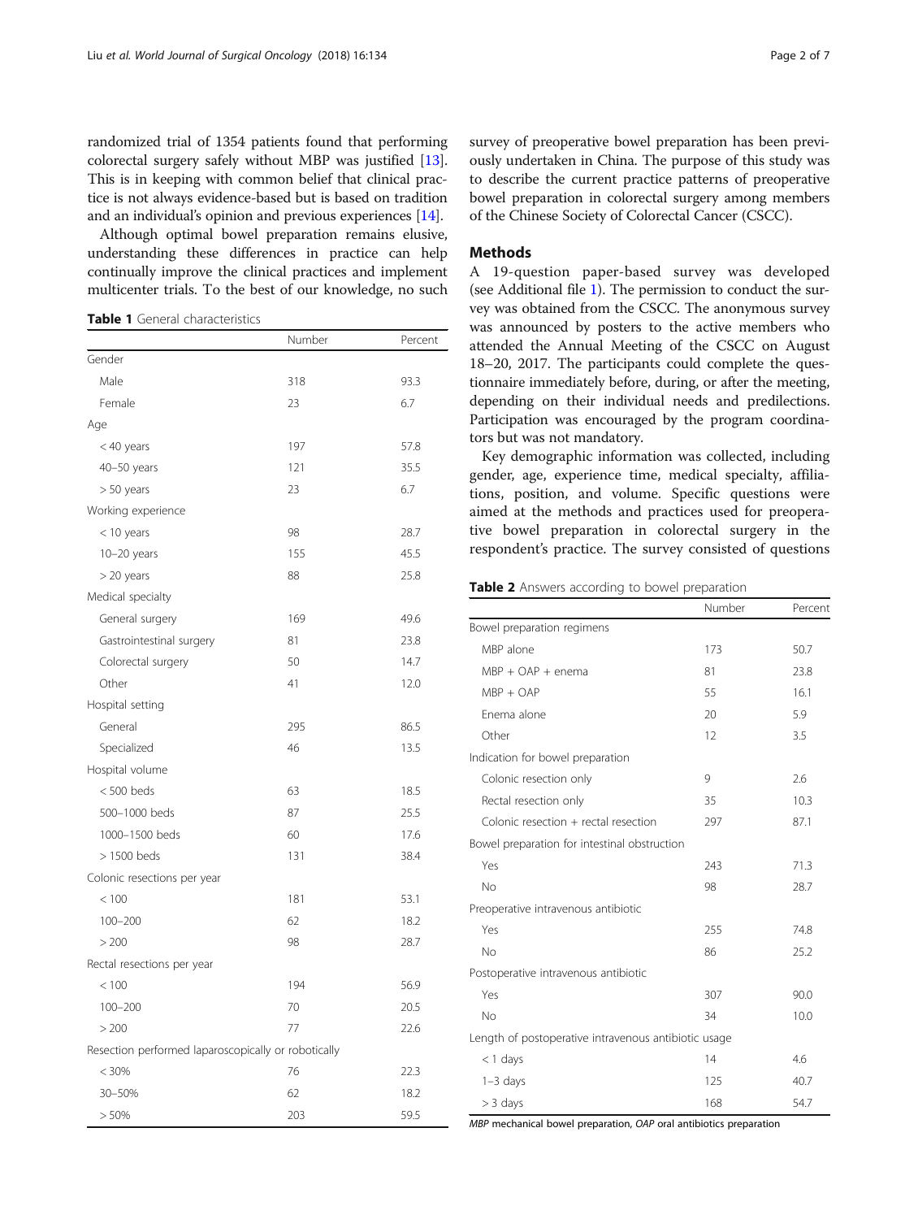randomized trial of 1354 patients found that performing colorectal surgery safely without MBP was justified [13]. This is in keeping with common belief that clinical practice is not always evidence-based but is based on tradition and an individual's opinion and previous experiences [14].

Although optimal bowel preparation remains elusive, understanding these differences in practice can help continually improve the clinical practices and implement multicenter trials. To the best of our knowledge, no such survey of preoperative bowel preparation has been previously undertaken in China. The purpose of this study was to describe the current practice patterns of preoperative bowel preparation in colorectal surgery among members of the Chinese Society of Colorectal Cancer (CSCC).

**Table 1** General characteristics

| | Number | Percent |
|---|---|---|
| Gender | | |
| Male | 318 | 93.3 |
| Female | 23 | 6.7 |
| Age | | |
| < 40 years | 197 | 57.8 |
| 40–50 years | 121 | 35.5 |
| > 50 years | 23 | 6.7 |
| Working experience | | |
| < 10 years | 98 | 28.7 |
| 10–20 years | 155 | 45.5 |
| > 20 years | 88 | 25.8 |
| Medical specialty | | |
| General surgery | 169 | 49.6 |
| Gastrointestinal surgery | 81 | 23.8 |
| Colorectal surgery | 50 | 14.7 |
| Other | 41 | 12.0 |
| Hospital setting | | |
| General | 295 | 86.5 |
| Specialized | 46 | 13.5 |
| Hospital volume | | |
| < 500 beds | 63 | 18.5 |
| 500–1000 beds | 87 | 25.5 |
| 1000–1500 beds | 60 | 17.6 |
| > 1500 beds | 131 | 38.4 |
| Colonic resections per year | | |
| < 100 | 181 | 53.1 |
| 100–200 | 62 | 18.2 |
| > 200 | 98 | 28.7 |
| Rectal resections per year | | |
| < 100 | 194 | 56.9 |
| 100–200 | 70 | 20.5 |
| > 200 | 77 | 22.6 |
| Resection performed laparoscopically or robotically | | |
| < 30% | 76 | 22.3 |
| 30–50% | 62 | 18.2 |
| > 50% | 203 | 59.5 |

## Methods

A 19-question paper-based survey was developed (see Additional file 1). The permission to conduct the survey was obtained from the CSCC. The anonymous survey was announced by posters to the active members who attended the Annual Meeting of the CSCC on August 18–20, 2017. The participants could complete the questionnaire immediately before, during, or after the meeting, depending on their individual needs and predilections. Participation was encouraged by the program coordinators but was not mandatory.

Key demographic information was collected, including gender, age, experience time, medical specialty, affiliations, position, and volume. Specific questions were aimed at the methods and practices used for preoperative bowel preparation in colorectal surgery in the respondent's practice. The survey consisted of questions

**Table 2** Answers according to bowel preparation

| | Number | Percent |
|---|---|---|
| Bowel preparation regimens | | |
| MBP alone | 173 | 50.7 |
| MBP + OAP + enema | 81 | 23.8 |
| MBP + OAP | 55 | 16.1 |
| Enema alone | 20 | 5.9 |
| Other | 12 | 3.5 |
| Indication for bowel preparation | | |
| Colonic resection only | 9 | 2.6 |
| Rectal resection only | 35 | 10.3 |
| Colonic resection + rectal resection | 297 | 87.1 |
| Bowel preparation for intestinal obstruction | | |
| Yes | 243 | 71.3 |
| No | 98 | 28.7 |
| Preoperative intravenous antibiotic | | |
| Yes | 255 | 74.8 |
| No | 86 | 25.2 |
| Postoperative intravenous antibiotic | | |
| Yes | 307 | 90.0 |
| No | 34 | 10.0 |
| Length of postoperative intravenous antibiotic usage | | |
| < 1 days | 14 | 4.6 |
| 1–3 days | 125 | 40.7 |
| > 3 days | 168 | 54.7 |

*MBP* mechanical bowel preparation, *OAP* oral antibiotics preparation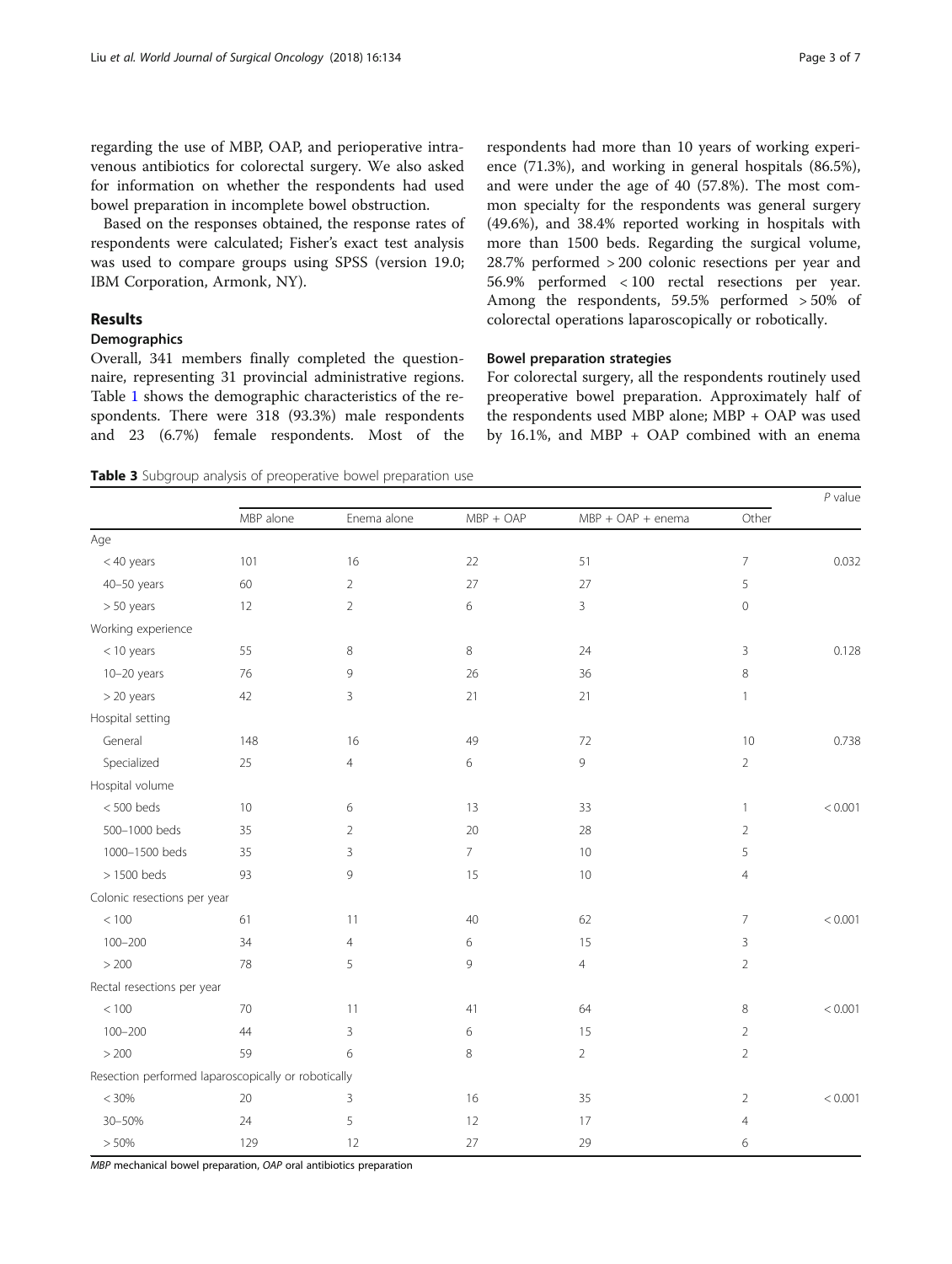regarding the use of MBP, OAP, and perioperative intravenous antibiotics for colorectal surgery. We also asked for information on whether the respondents had used bowel preparation in incomplete bowel obstruction.

Based on the responses obtained, the response rates of respondents were calculated; Fisher's exact test analysis was used to compare groups using SPSS (version 19.0; IBM Corporation, Armonk, NY).

## Results

### Demographics

Overall, 341 members finally completed the questionnaire, representing 31 provincial administrative regions. Table 1 shows the demographic characteristics of the respondents. There were 318 (93.3%) male respondents and 23 (6.7%) female respondents. Most of the respondents had more than 10 years of working experience (71.3%), and working in general hospitals (86.5%), and were under the age of 40 (57.8%). The most common specialty for the respondents was general surgery (49.6%), and 38.4% reported working in hospitals with more than 1500 beds. Regarding the surgical volume, 28.7% performed > 200 colonic resections per year and 56.9% performed < 100 rectal resections per year. Among the respondents, 59.5% performed > 50% of colorectal operations laparoscopically or robotically.

### Bowel preparation strategies

For colorectal surgery, all the respondents routinely used preoperative bowel preparation. Approximately half of the respondents used MBP alone; MBP + OAP was used by 16.1%, and MBP + OAP combined with an enema

**Table 3** Subgroup analysis of preoperative bowel preparation use

| | MBP alone | Enema alone | MBP + OAP | MBP + OAP + enema | Other | P value |
|---|---|---|---|---|---|---|
| Age | | | | | | |
| < 40 years | 101 | 16 | 22 | 51 | 7 | 0.032 |
| 40–50 years | 60 | 2 | 27 | 27 | 5 | |
| > 50 years | 12 | 2 | 6 | 3 | 0 | |
| Working experience | | | | | | |
| < 10 years | 55 | 8 | 8 | 24 | 3 | 0.128 |
| 10–20 years | 76 | 9 | 26 | 36 | 8 | |
| > 20 years | 42 | 3 | 21 | 21 | 1 | |
| Hospital setting | | | | | | |
| General | 148 | 16 | 49 | 72 | 10 | 0.738 |
| Specialized | 25 | 4 | 6 | 9 | 2 | |
| Hospital volume | | | | | | |
| < 500 beds | 10 | 6 | 13 | 33 | 1 | < 0.001 |
| 500–1000 beds | 35 | 2 | 20 | 28 | 2 | |
| 1000–1500 beds | 35 | 3 | 7 | 10 | 5 | |
| > 1500 beds | 93 | 9 | 15 | 10 | 4 | |
| Colonic resections per year | | | | | | |
| < 100 | 61 | 11 | 40 | 62 | 7 | < 0.001 |
| 100–200 | 34 | 4 | 6 | 15 | 3 | |
| > 200 | 78 | 5 | 9 | 4 | 2 | |
| Rectal resections per year | | | | | | |
| < 100 | 70 | 11 | 41 | 64 | 8 | < 0.001 |
| 100–200 | 44 | 3 | 6 | 15 | 2 | |
| > 200 | 59 | 6 | 8 | 2 | 2 | |
| Resection performed laparoscopically or robotically | | | | | | |
| < 30% | 20 | 3 | 16 | 35 | 2 | < 0.001 |
| 30–50% | 24 | 5 | 12 | 17 | 4 | |
| > 50% | 129 | 12 | 27 | 29 | 6 | |

*MBP* mechanical bowel preparation, *OAP* oral antibiotics preparation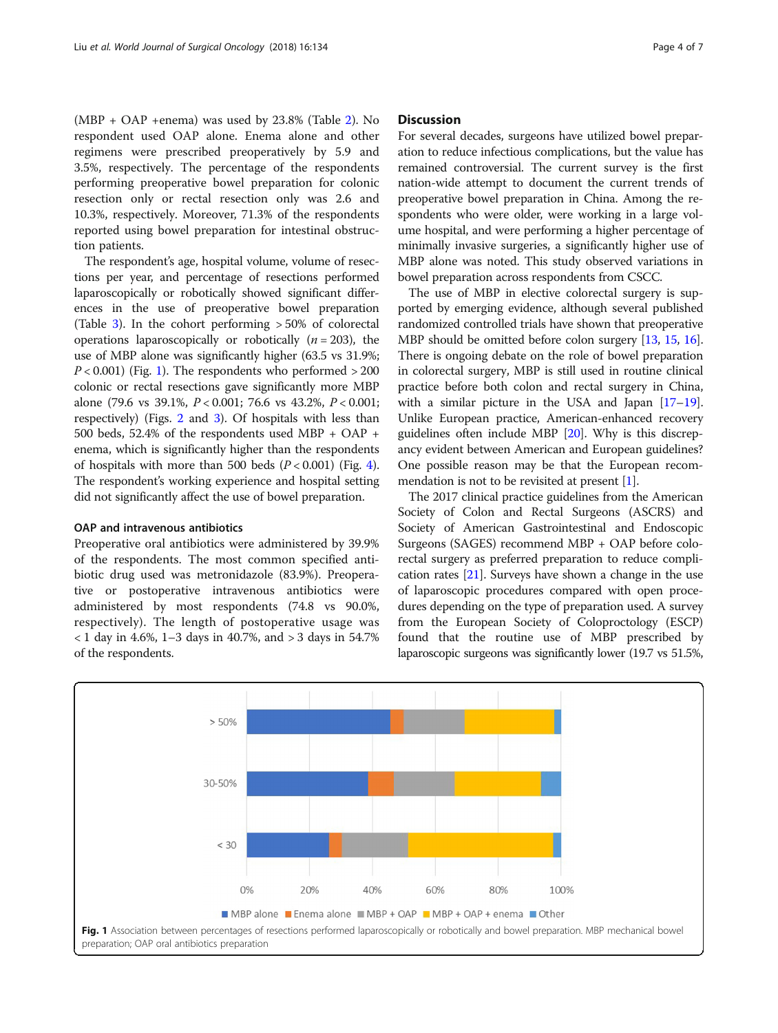(MBP + OAP +enema) was used by 23.8% (Table 2). No respondent used OAP alone. Enema alone and other regimens were prescribed preoperatively by 5.9 and 3.5%, respectively. The percentage of the respondents performing preoperative bowel preparation for colonic resection only or rectal resection only was 2.6 and 10.3%, respectively. Moreover, 71.3% of the respondents reported using bowel preparation for intestinal obstruction patients.

The respondent's age, hospital volume, volume of resections per year, and percentage of resections performed laparoscopically or robotically showed significant differences in the use of preoperative bowel preparation (Table 3). In the cohort performing > 50% of colorectal operations laparoscopically or robotically ($n = 203$), the use of MBP alone was significantly higher (63.5 vs 31.9%; $P < 0.001$) (Fig. 1). The respondents who performed > 200 colonic or rectal resections gave significantly more MBP alone (79.6 vs 39.1%, $P < 0.001$; 76.6 vs 43.2%, $P < 0.001$; respectively) (Figs. 2 and 3). Of hospitals with less than 500 beds, 52.4% of the respondents used MBP + OAP + enema, which is significantly higher than the respondents of hospitals with more than 500 beds ($P < 0.001$) (Fig. 4). The respondent's working experience and hospital setting did not significantly affect the use of bowel preparation.

### OAP and intravenous antibiotics

Preoperative oral antibiotics were administered by 39.9% of the respondents. The most common specified antibiotic drug used was metronidazole (83.9%). Preoperative or postoperative intravenous antibiotics were administered by most respondents (74.8 vs 90.0%, respectively). The length of postoperative usage was < 1 day in 4.6%, 1–3 days in 40.7%, and > 3 days in 54.7% of the respondents.

## Discussion

For several decades, surgeons have utilized bowel preparation to reduce infectious complications, but the value has remained controversial. The current survey is the first nation-wide attempt to document the current trends of preoperative bowel preparation in China. Among the respondents who were older, were working in a large volume hospital, and were performing a higher percentage of minimally invasive surgeries, a significantly higher use of MBP alone was noted. This study observed variations in bowel preparation across respondents from CSCC.

The use of MBP in elective colorectal surgery is supported by emerging evidence, although several published randomized controlled trials have shown that preoperative MBP should be omitted before colon surgery [13, 15, 16]. There is ongoing debate on the role of bowel preparation in colorectal surgery, MBP is still used in routine clinical practice before both colon and rectal surgery in China, with a similar picture in the USA and Japan [17–19]. Unlike European practice, American-enhanced recovery guidelines often include MBP [20]. Why is this discrepancy evident between American and European guidelines? One possible reason may be that the European recommendation is not to be revisited at present [1].

The 2017 clinical practice guidelines from the American Society of Colon and Rectal Surgeons (ASCRS) and Society of American Gastrointestinal and Endoscopic Surgeons (SAGES) recommend MBP + OAP before colorectal surgery as preferred preparation to reduce complication rates [21]. Surveys have shown a change in the use of laparoscopic procedures compared with open procedures depending on the type of preparation used. A survey from the European Society of Coloproctology (ESCP) found that the routine use of MBP prescribed by laparoscopic surgeons was significantly lower (19.7 vs 51.5%,

**Fig. 1** Association between percentages of resections performed laparoscopically or robotically and bowel preparation. MBP mechanical bowel preparation; OAP oral antibiotics preparation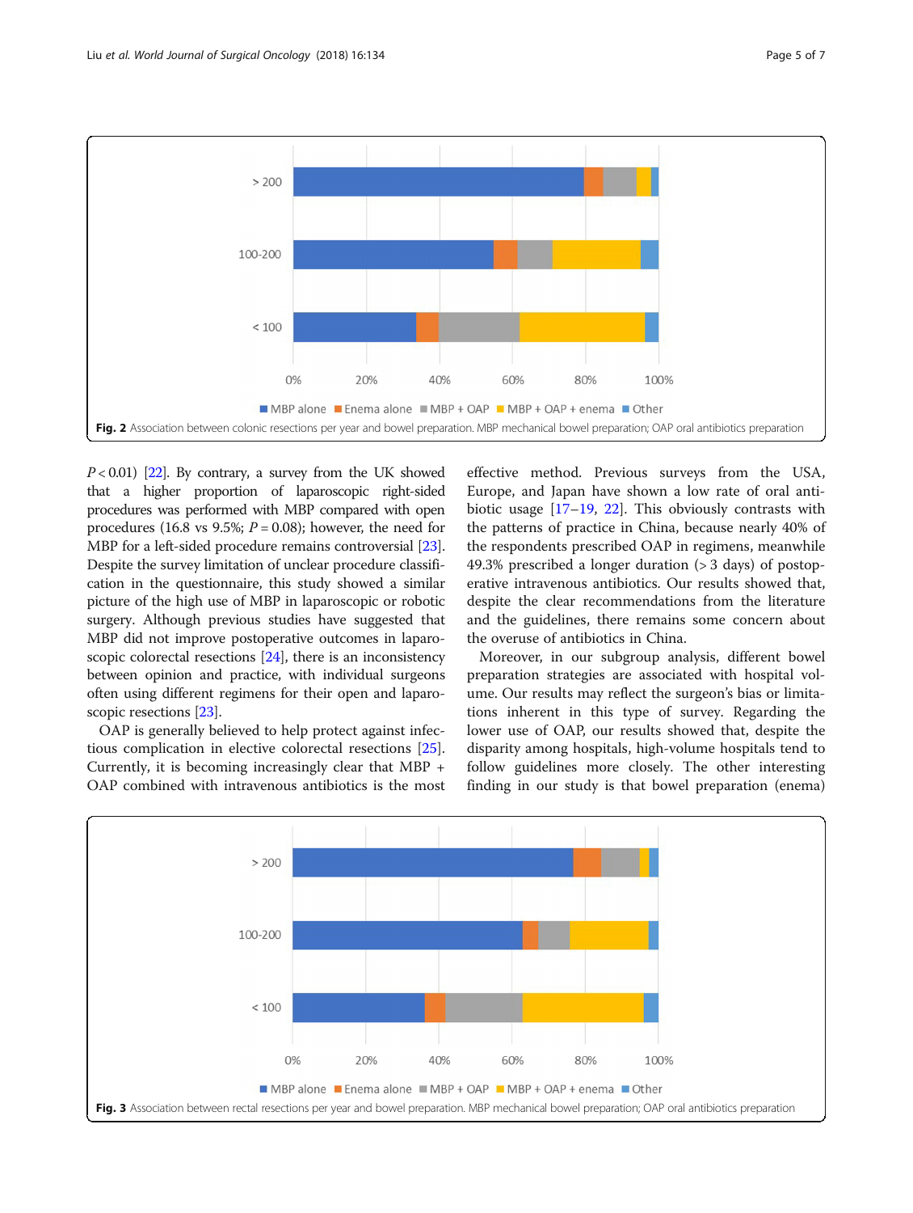Fig. 2 Association between colonic resections per year and bowel preparation. MBP mechanical bowel preparation; OAP oral antibiotics preparation

$P < 0.01$) [22]. By contrary, a survey from the UK showed that a higher proportion of laparoscopic right-sided procedures was performed with MBP compared with open procedures (16.8 vs 9.5%; $P = 0.08$); however, the need for MBP for a left-sided procedure remains controversial [23]. Despite the survey limitation of unclear procedure classification in the questionnaire, this study showed a similar picture of the high use of MBP in laparoscopic or robotic surgery. Although previous studies have suggested that MBP did not improve postoperative outcomes in laparoscopic colorectal resections [24], there is an inconsistency between opinion and practice, with individual surgeons often using different regimens for their open and laparoscopic resections [23].

OAP is generally believed to help protect against infectious complication in elective colorectal resections [25]. Currently, it is becoming increasingly clear that MBP + OAP combined with intravenous antibiotics is the most effective method. Previous surveys from the USA, Europe, and Japan have shown a low rate of oral antibiotic usage [17–19, 22]. This obviously contrasts with the patterns of practice in China, because nearly 40% of the respondents prescribed OAP in regimens, meanwhile 49.3% prescribed a longer duration (> 3 days) of postoperative intravenous antibiotics. Our results showed that, despite the clear recommendations from the literature and the guidelines, there remains some concern about the overuse of antibiotics in China.

Moreover, in our subgroup analysis, different bowel preparation strategies are associated with hospital volume. Our results may reflect the surgeon's bias or limitations inherent in this type of survey. Regarding the lower use of OAP, our results showed that, despite the disparity among hospitals, high-volume hospitals tend to follow guidelines more closely. The other interesting finding in our study is that bowel preparation (enema)

Fig. 3 Association between rectal resections per year and bowel preparation. MBP mechanical bowel preparation; OAP oral antibiotics preparation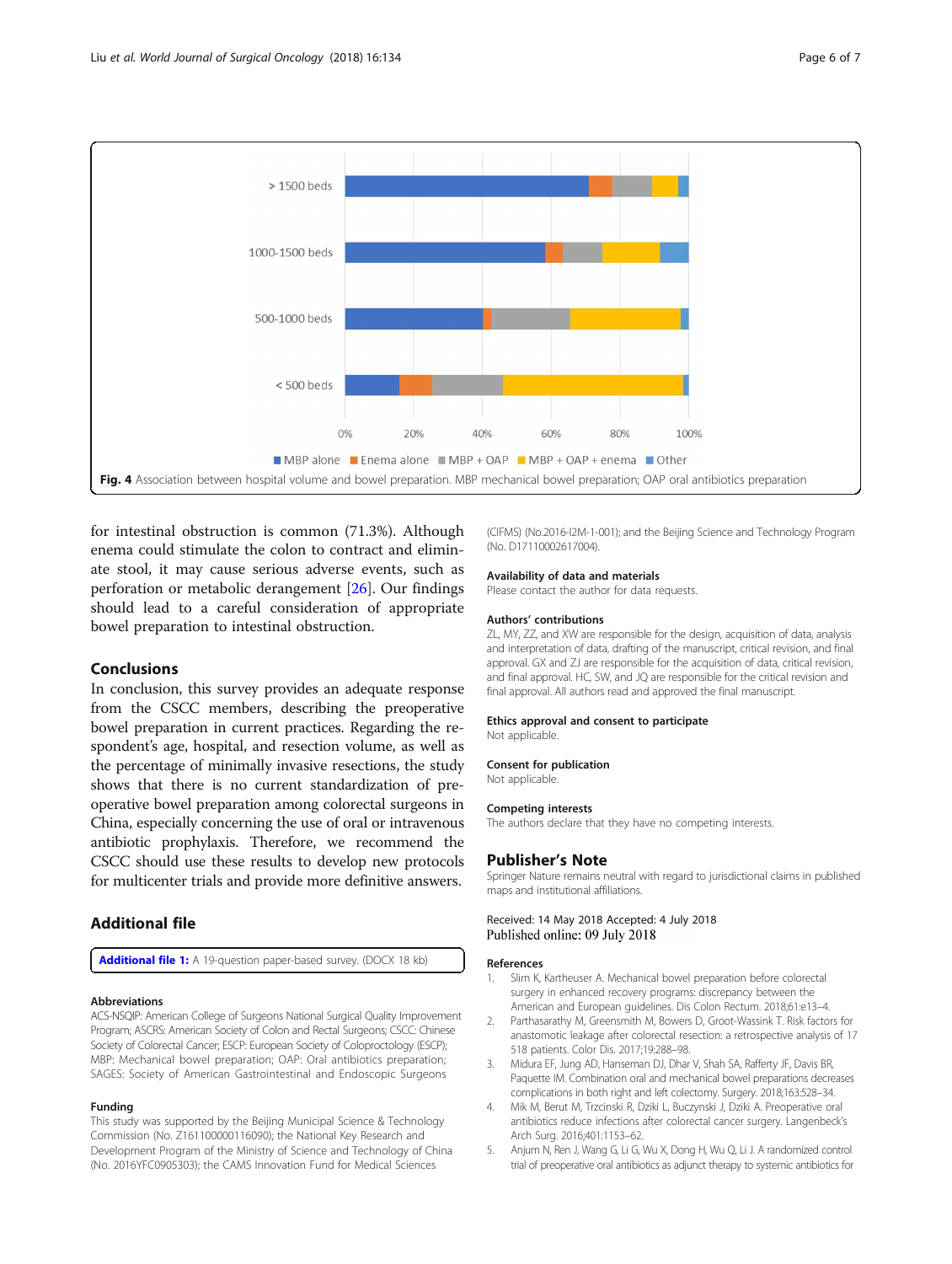Fig. 4 Association between hospital volume and bowel preparation. MBP mechanical bowel preparation; OAP oral antibiotics preparation

for intestinal obstruction is common (71.3%). Although enema could stimulate the colon to contract and eliminate stool, it may cause serious adverse events, such as perforation or metabolic derangement [26]. Our findings should lead to a careful consideration of appropriate bowel preparation to intestinal obstruction.

## Conclusions

In conclusion, this survey provides an adequate response from the CSCC members, describing the preoperative bowel preparation in current practices. Regarding the respondent's age, hospital, and resection volume, as well as the percentage of minimally invasive resections, the study shows that there is no current standardization of preoperative bowel preparation among colorectal surgeons in China, especially concerning the use of oral or intravenous antibiotic prophylaxis. Therefore, we recommend the CSCC should use these results to develop new protocols for multicenter trials and provide more definitive answers.

## Additional file

**Additional file 1:** A 19-question paper-based survey. (DOCX 18 kb)

### Abbreviations

ACS-NSQIP: American College of Surgeons National Surgical Quality Improvement Program; ASCRS: American Society of Colon and Rectal Surgeons; CSCC: Chinese Society of Colorectal Cancer; ESCP: European Society of Coloproctology (ESCP); MBP: Mechanical bowel preparation; OAP: Oral antibiotics preparation; SAGES: Society of American Gastrointestinal and Endoscopic Surgeons

### Funding

This study was supported by the Beijing Municipal Science & Technology Commission (No. Z161100000116090); the National Key Research and Development Program of the Ministry of Science and Technology of China (No. 2016YFC0905303); the CAMS Innovation Fund for Medical Sciences (CIFMS) (No.2016-I2M-1-001); and the Beijing Science and Technology Program (No. D17110002617004).

### Availability of data and materials

Please contact the author for data requests.

### Authors' contributions

ZL, MY, ZZ, and XW are responsible for the design, acquisition of data, analysis and interpretation of data, drafting of the manuscript, critical revision, and final approval. GX and ZJ are responsible for the acquisition of data, critical revision, and final approval. HC, SW, and JQ are responsible for the critical revision and final approval. All authors read and approved the final manuscript.

### Ethics approval and consent to participate

Not applicable.

### Consent for publication

Not applicable.

### Competing interests

The authors declare that they have no competing interests.

## Publisher's Note

Springer Nature remains neutral with regard to jurisdictional claims in published maps and institutional affiliations.

Received: 14 May 2018 Accepted: 4 July 2018
Published online: 09 July 2018

### References

1. Slim K, Kartheuser A. Mechanical bowel preparation before colorectal surgery in enhanced recovery programs: discrepancy between the American and European guidelines. Dis Colon Rectum. 2018;61:e13–4.
2. Parthasarathy M, Greensmith M, Bowers D, Groot-Wassink T. Risk factors for anastomotic leakage after colorectal resection: a retrospective analysis of 17 518 patients. Color Dis. 2017;19:288–98.
3. Midura EF, Jung AD, Hanseman DJ, Dhar V, Shah SA, Rafferty JF, Davis BR, Paquette IM. Combination oral and mechanical bowel preparations decreases complications in both right and left colectomy. Surgery. 2018;163:528–34.
4. Mik M, Berut M, Trzcinski R, Dziki L, Buczynski J, Dziki A. Preoperative oral antibiotics reduce infections after colorectal cancer surgery. Langenbeck's Arch Surg. 2016;401:1153–62.
5. Anjum N, Ren J, Wang G, Li G, Wu X, Dong H, Wu Q, Li J. A randomized control trial of preoperative oral antibiotics as adjunct therapy to systemic antibiotics for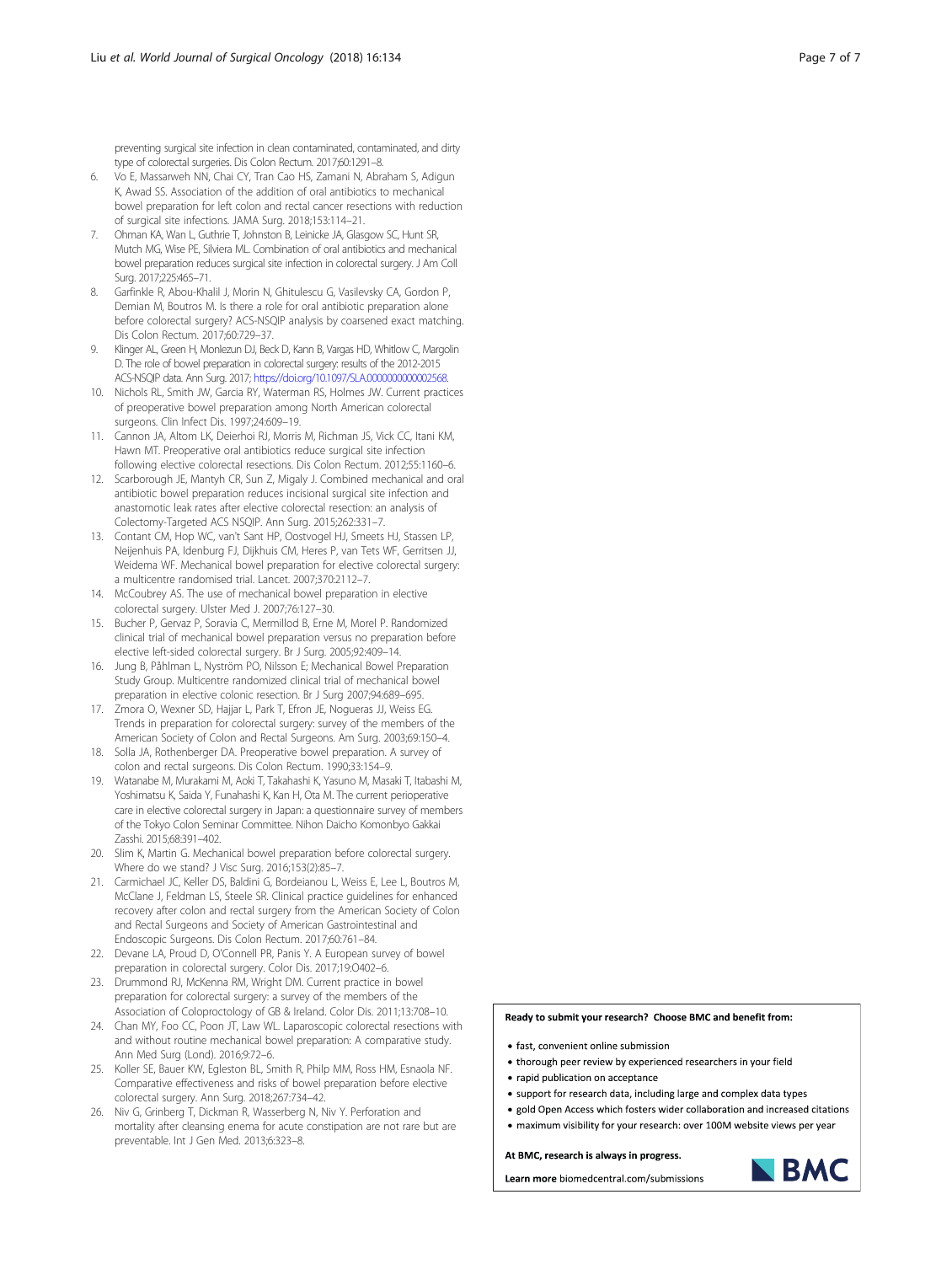preventing surgical site infection in clean contaminated, contaminated, and dirty type of colorectal surgeries. Dis Colon Rectum. 2017;60:1291–8.

6. Vo E, Massarweh NN, Chai CY, Tran Cao HS, Zamani N, Abraham S, Adigun K, Awad SS. Association of the addition of oral antibiotics to mechanical bowel preparation for left colon and rectal cancer resections with reduction of surgical site infections. JAMA Surg. 2018;153:114–21.
7. Ohman KA, Wan L, Guthrie T, Johnston B, Leinicke JA, Glasgow SC, Hunt SR, Mutch MG, Wise PE, Silviera ML. Combination of oral antibiotics and mechanical bowel preparation reduces surgical site infection in colorectal surgery. J Am Coll Surg. 2017;225:465–71.
8. Garfinkle R, Abou-Khalil J, Morin N, Ghitulescu G, Vasilevsky CA, Gordon P, Demian M, Boutros M. Is there a role for oral antibiotic preparation alone before colorectal surgery? ACS-NSQIP analysis by coarsened exact matching. Dis Colon Rectum. 2017;60:729–37.
9. Klinger AL, Green H, Monlezun DJ, Beck D, Kann B, Vargas HD, Whitlow C, Margolin D. The role of bowel preparation in colorectal surgery: results of the 2012-2015 ACS-NSQIP data. Ann Surg. 2017; https://doi.org/10.1097/SLA.0000000000002568.
10. Nichols RL, Smith JW, Garcia RY, Waterman RS, Holmes JW. Current practices of preoperative bowel preparation among North American colorectal surgeons. Clin Infect Dis. 1997;24:609–19.
11. Cannon JA, Altom LK, Deierhoi RJ, Morris M, Richman JS, Vick CC, Itani KM, Hawn MT. Preoperative oral antibiotics reduce surgical site infection following elective colorectal resections. Dis Colon Rectum. 2012;55:1160–6.
12. Scarborough JE, Mantyh CR, Sun Z, Migaly J. Combined mechanical and oral antibiotic bowel preparation reduces incisional surgical site infection and anastomotic leak rates after elective colorectal resection: an analysis of Colectomy-Targeted ACS NSQIP. Ann Surg. 2015;262:331–7.
13. Contant CM, Hop WC, van't Sant HP, Oostvogel HJ, Smeets HJ, Stassen LP, Neijenhuis PA, Idenburg FJ, Dijkhuis CM, Heres P, van Tets WF, Gerritsen JJ, Weidema WF. Mechanical bowel preparation for elective colorectal surgery: a multicentre randomised trial. Lancet. 2007;370:2112–7.
14. McCoubrey AS. The use of mechanical bowel preparation in elective colorectal surgery. Ulster Med J. 2007;76:127–30.
15. Bucher P, Gervaz P, Soravia C, Mermillod B, Erne M, Morel P. Randomized clinical trial of mechanical bowel preparation versus no preparation before elective left-sided colorectal surgery. Br J Surg. 2005;92:409–14.
16. Jung B, Påhlman L, Nyström PO, Nilsson E; Mechanical Bowel Preparation Study Group. Multicentre randomized clinical trial of mechanical bowel preparation in elective colonic resection. Br J Surg 2007;94:689–695.
17. Zmora O, Wexner SD, Hajjar L, Park T, Efron JE, Nogueras JJ, Weiss EG. Trends in preparation for colorectal surgery: survey of the members of the American Society of Colon and Rectal Surgeons. Am Surg. 2003;69:150–4.
18. Solla JA, Rothenberger DA. Preoperative bowel preparation. A survey of colon and rectal surgeons. Dis Colon Rectum. 1990;33:154–9.
19. Watanabe M, Murakami M, Aoki T, Takahashi K, Yasuno M, Masaki T, Itabashi M, Yoshimatsu K, Saida Y, Funahashi K, Kan H, Ota M. The current perioperative care in elective colorectal surgery in Japan: a questionnaire survey of members of the Tokyo Colon Seminar Committee. Nihon Daicho Komonbyo Gakkai Zasshi. 2015;68:391–402.
20. Slim K, Martin G. Mechanical bowel preparation before colorectal surgery. Where do we stand? J Visc Surg. 2016;153(2):85–7.
21. Carmichael JC, Keller DS, Baldini G, Bordeianou L, Weiss E, Lee L, Boutros M, McClane J, Feldman LS, Steele SR. Clinical practice guidelines for enhanced recovery after colon and rectal surgery from the American Society of Colon and Rectal Surgeons and Society of American Gastrointestinal and Endoscopic Surgeons. Dis Colon Rectum. 2017;60:761–84.
22. Devane LA, Proud D, O'Connell PR, Panis Y. A European survey of bowel preparation in colorectal surgery. Color Dis. 2017;19:O402–6.
23. Drummond RJ, McKenna RM, Wright DM. Current practice in bowel preparation for colorectal surgery: a survey of the members of the Association of Coloproctology of GB & Ireland. Color Dis. 2011;13:708–10.
24. Chan MY, Foo CC, Poon JT, Law WL. Laparoscopic colorectal resections with and without routine mechanical bowel preparation: A comparative study. Ann Med Surg (Lond). 2016;9:72–6.
25. Koller SE, Bauer KW, Egleston BL, Smith R, Philp MM, Ross HM, Esnaola NF. Comparative effectiveness and risks of bowel preparation before elective colorectal surgery. Ann Surg. 2018;267:734–42.
26. Niv G, Grinberg T, Dickman R, Wasserberg N, Niv Y. Perforation and mortality after cleansing enema for acute constipation are not rare but are preventable. Int J Gen Med. 2013;6:323–8.

**Ready to submit your research? Choose BMC and benefit from:**

- fast, convenient online submission
- thorough peer review by experienced researchers in your field
- rapid publication on acceptance
- support for research data, including large and complex data types
- gold Open Access which fosters wider collaboration and increased citations
- maximum visibility for your research: over 100M website views per year

**At BMC, research is always in progress.**

**Learn more** biomedcentral.com/submissions

BMC